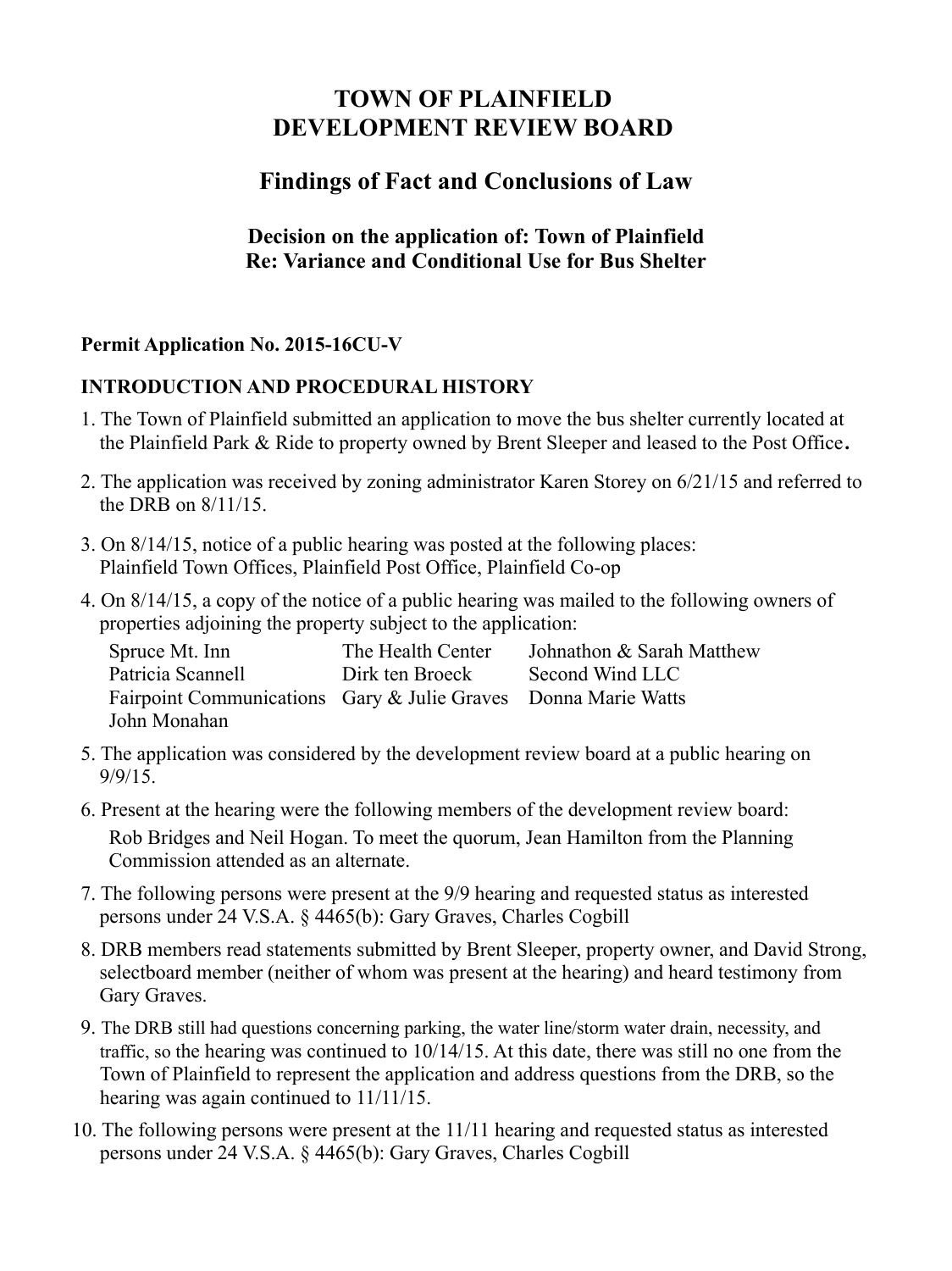# TOWN OF PLAINFIELD
# DEVELOPMENT REVIEW BOARD

## Findings of Fact and Conclusions of Law

### Decision on the application of: Town of Plainfield
### Re: Variance and Conditional Use for Bus Shelter

**Permit Application No. 2015-16CU-V**

**INTRODUCTION AND PROCEDURAL HISTORY**

1. The Town of Plainfield submitted an application to move the bus shelter currently located at the Plainfield Park & Ride to property owned by Brent Sleeper and leased to the Post Office.
2. The application was received by zoning administrator Karen Storey on 6/21/15 and referred to the DRB on 8/11/15.
3. On 8/14/15, notice of a public hearing was posted at the following places: Plainfield Town Offices, Plainfield Post Office, Plainfield Co-op
4. On 8/14/15, a copy of the notice of a public hearing was mailed to the following owners of properties adjoining the property subject to the application:

   | | | |
   |---|---|---|
   | Spruce Mt. Inn | The Health Center | Johnathon & Sarah Matthew |
   | Patricia Scannell | Dirk ten Broeck | Second Wind LLC |
   | Fairpoint Communications | Gary & Julie Graves | Donna Marie Watts |
   | John Monahan | | |

5. The application was considered by the development review board at a public hearing on 9/9/15.
6. Present at the hearing were the following members of the development review board:
   Rob Bridges and Neil Hogan. To meet the quorum, Jean Hamilton from the Planning Commission attended as an alternate.
7. The following persons were present at the 9/9 hearing and requested status as interested persons under 24 V.S.A. § 4465(b): Gary Graves, Charles Cogbill
8. DRB members read statements submitted by Brent Sleeper, property owner, and David Strong, selectboard member (neither of whom was present at the hearing) and heard testimony from Gary Graves.
9. The DRB still had questions concerning parking, the water line/storm water drain, necessity, and traffic, so the hearing was continued to 10/14/15. At this date, there was still no one from the Town of Plainfield to represent the application and address questions from the DRB, so the hearing was again continued to 11/11/15.
10. The following persons were present at the 11/11 hearing and requested status as interested persons under 24 V.S.A. § 4465(b): Gary Graves, Charles Cogbill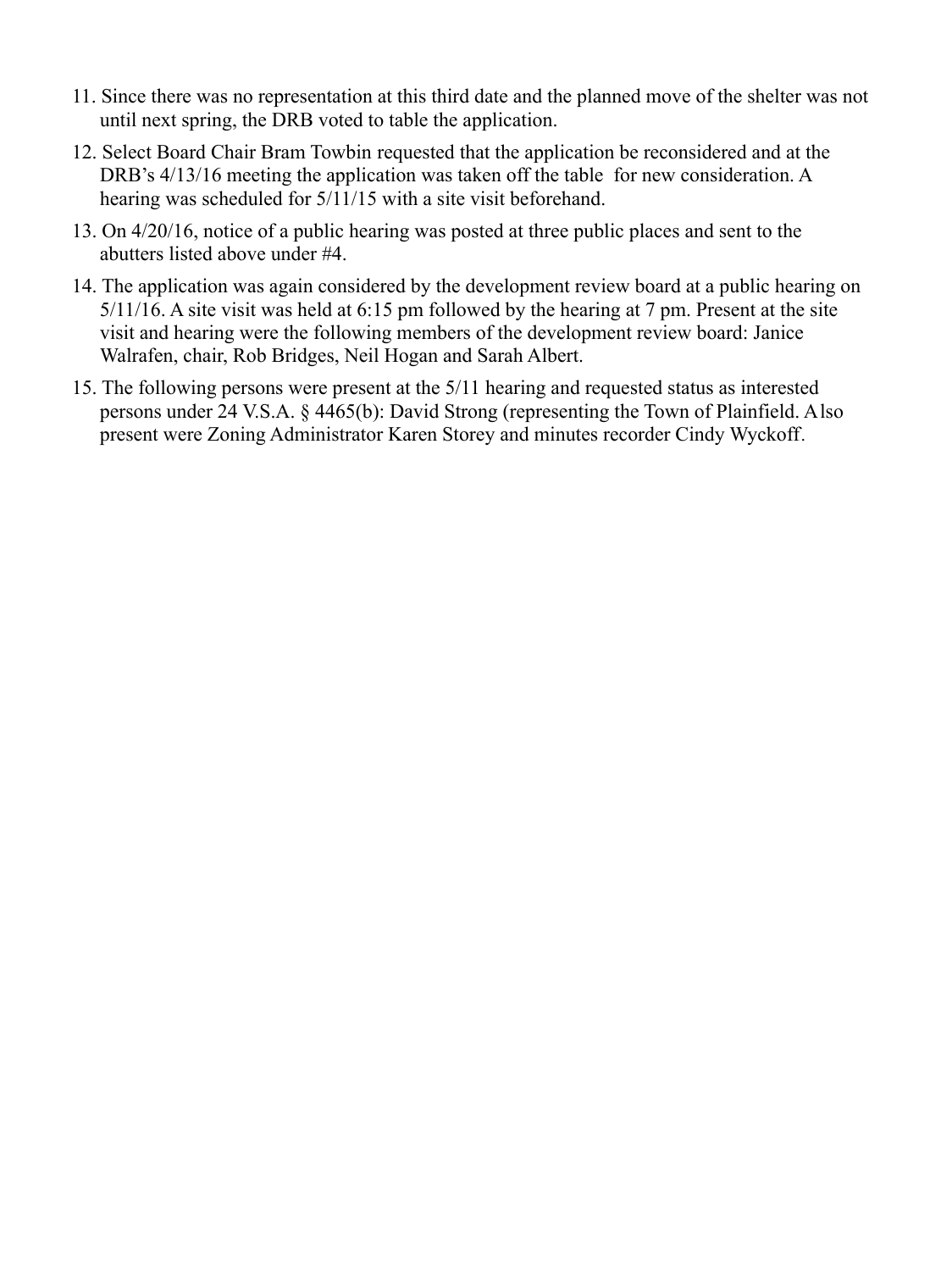11. Since there was no representation at this third date and the planned move of the shelter was not until next spring, the DRB voted to table the application.
12. Select Board Chair Bram Towbin requested that the application be reconsidered and at the DRB's 4/13/16 meeting the application was taken off the table for new consideration. A hearing was scheduled for 5/11/15 with a site visit beforehand.
13. On 4/20/16, notice of a public hearing was posted at three public places and sent to the abutters listed above under #4.
14. The application was again considered by the development review board at a public hearing on 5/11/16. A site visit was held at 6:15 pm followed by the hearing at 7 pm. Present at the site visit and hearing were the following members of the development review board: Janice Walrafen, chair, Rob Bridges, Neil Hogan and Sarah Albert.
15. The following persons were present at the 5/11 hearing and requested status as interested persons under 24 V.S.A. § 4465(b): David Strong (representing the Town of Plainfield. Also present were Zoning Administrator Karen Storey and minutes recorder Cindy Wyckoff.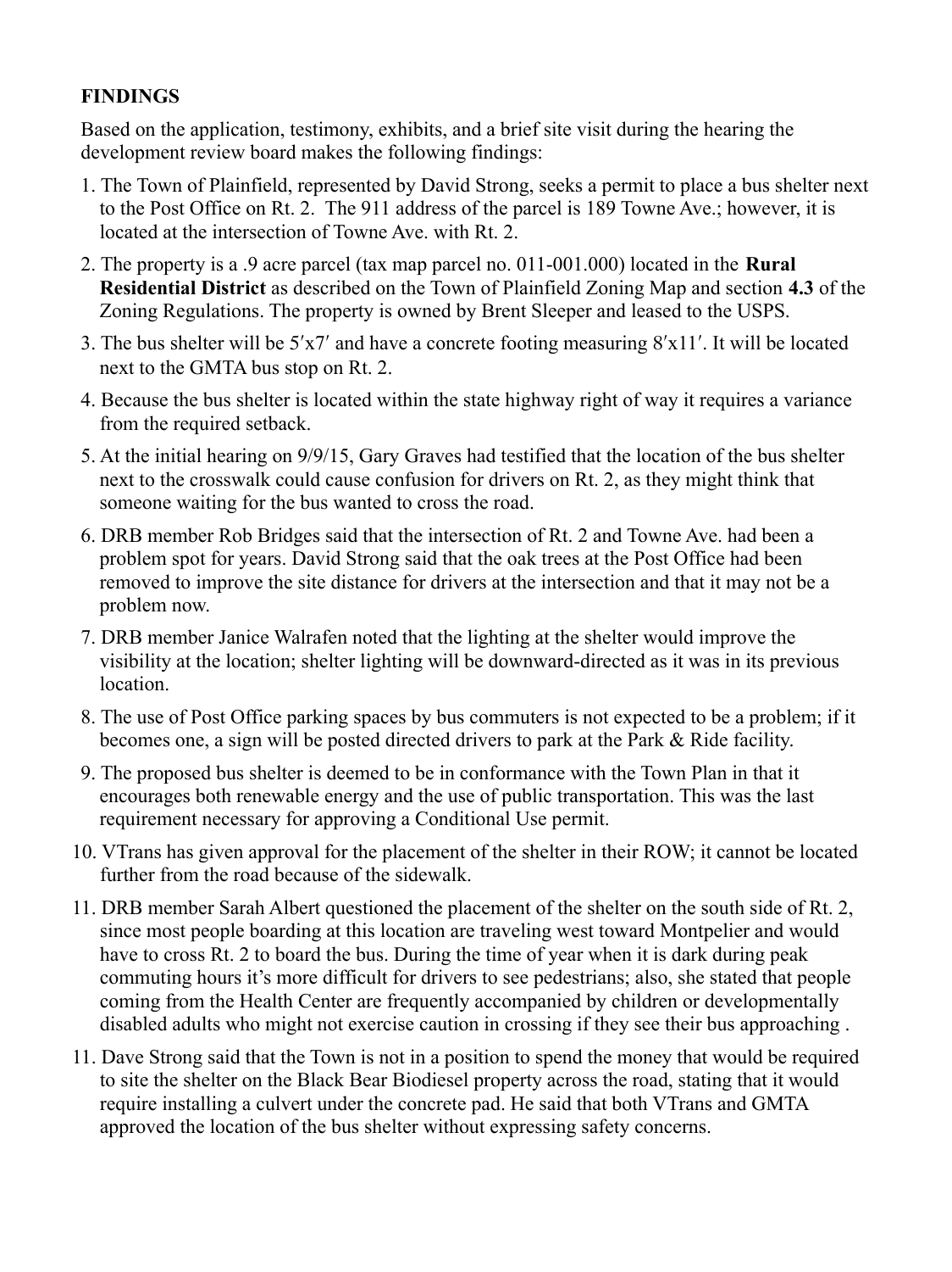**FINDINGS**

Based on the application, testimony, exhibits, and a brief site visit during the hearing the development review board makes the following findings:

1. The Town of Plainfield, represented by David Strong, seeks a permit to place a bus shelter next to the Post Office on Rt. 2. The 911 address of the parcel is 189 Towne Ave.; however, it is located at the intersection of Towne Ave. with Rt. 2.
2. The property is a .9 acre parcel (tax map parcel no. 011-001.000) located in the **Rural Residential District** as described on the Town of Plainfield Zoning Map and section **4.3** of the Zoning Regulations. The property is owned by Brent Sleeper and leased to the USPS.
3. The bus shelter will be 5′x7′ and have a concrete footing measuring 8′x11′. It will be located next to the GMTA bus stop on Rt. 2.
4. Because the bus shelter is located within the state highway right of way it requires a variance from the required setback.
5. At the initial hearing on 9/9/15, Gary Graves had testified that the location of the bus shelter next to the crosswalk could cause confusion for drivers on Rt. 2, as they might think that someone waiting for the bus wanted to cross the road.
6. DRB member Rob Bridges said that the intersection of Rt. 2 and Towne Ave. had been a problem spot for years. David Strong said that the oak trees at the Post Office had been removed to improve the site distance for drivers at the intersection and that it may not be a problem now.
7. DRB member Janice Walrafen noted that the lighting at the shelter would improve the visibility at the location; shelter lighting will be downward-directed as it was in its previous location.
8. The use of Post Office parking spaces by bus commuters is not expected to be a problem; if it becomes one, a sign will be posted directed drivers to park at the Park & Ride facility.
9. The proposed bus shelter is deemed to be in conformance with the Town Plan in that it encourages both renewable energy and the use of public transportation. This was the last requirement necessary for approving a Conditional Use permit.
10. VTrans has given approval for the placement of the shelter in their ROW; it cannot be located further from the road because of the sidewalk.
11. DRB member Sarah Albert questioned the placement of the shelter on the south side of Rt. 2, since most people boarding at this location are traveling west toward Montpelier and would have to cross Rt. 2 to board the bus. During the time of year when it is dark during peak commuting hours it's more difficult for drivers to see pedestrians; also, she stated that people coming from the Health Center are frequently accompanied by children or developmentally disabled adults who might not exercise caution in crossing if they see their bus approaching .
11. Dave Strong said that the Town is not in a position to spend the money that would be required to site the shelter on the Black Bear Biodiesel property across the road, stating that it would require installing a culvert under the concrete pad. He said that both VTrans and GMTA approved the location of the bus shelter without expressing safety concerns.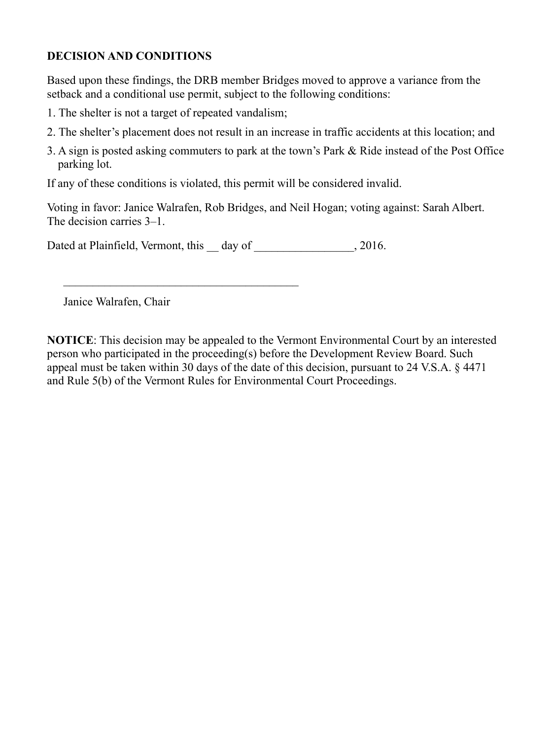**DECISION AND CONDITIONS**

Based upon these findings, the DRB member Bridges moved to approve a variance from the setback and a conditional use permit, subject to the following conditions:

1. The shelter is not a target of repeated vandalism;
2. The shelter's placement does not result in an increase in traffic accidents at this location; and
3. A sign is posted asking commuters to park at the town's Park & Ride instead of the Post Office parking lot.

If any of these conditions is violated, this permit will be considered invalid.

Voting in favor: Janice Walrafen, Rob Bridges, and Neil Hogan; voting against: Sarah Albert. The decision carries 3–1.

Dated at Plainfield, Vermont, this __ day of _________________, 2016.

_________________________________________

Janice Walrafen, Chair

**NOTICE**: This decision may be appealed to the Vermont Environmental Court by an interested person who participated in the proceeding(s) before the Development Review Board. Such appeal must be taken within 30 days of the date of this decision, pursuant to 24 V.S.A. § 4471 and Rule 5(b) of the Vermont Rules for Environmental Court Proceedings.